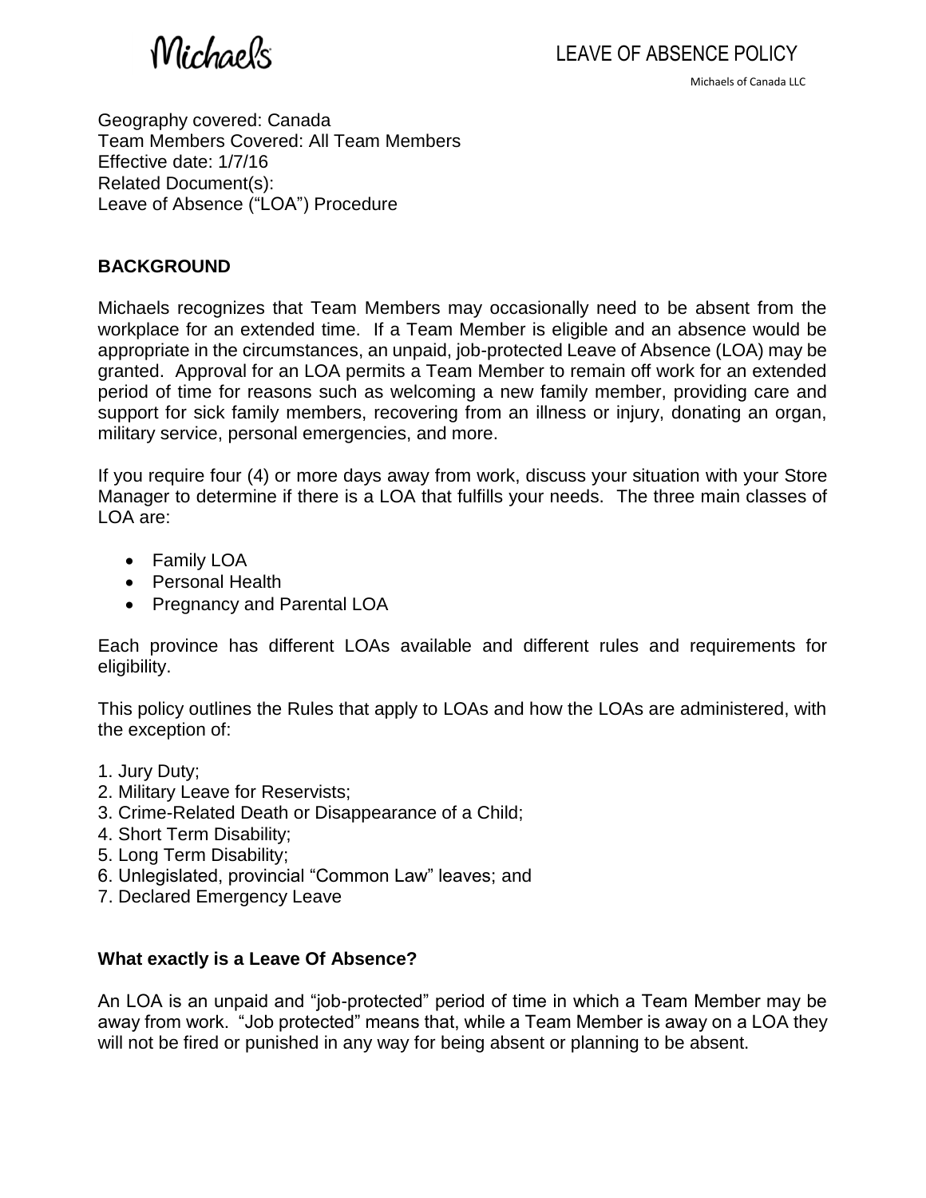Michaels

# LEAVE OF ABSENCE POLICY

Michaels of Canada LLC

Geography covered: Canada
Team Members Covered: All Team Members
Effective date: 1/7/16
Related Document(s):
Leave of Absence ("LOA") Procedure

## BACKGROUND

Michaels recognizes that Team Members may occasionally need to be absent from the workplace for an extended time. If a Team Member is eligible and an absence would be appropriate in the circumstances, an unpaid, job-protected Leave of Absence (LOA) may be granted. Approval for an LOA permits a Team Member to remain off work for an extended period of time for reasons such as welcoming a new family member, providing care and support for sick family members, recovering from an illness or injury, donating an organ, military service, personal emergencies, and more.

If you require four (4) or more days away from work, discuss your situation with your Store Manager to determine if there is a LOA that fulfills your needs. The three main classes of LOA are:

- Family LOA
- Personal Health
- Pregnancy and Parental LOA

Each province has different LOAs available and different rules and requirements for eligibility.

This policy outlines the Rules that apply to LOAs and how the LOAs are administered, with the exception of:

1. Jury Duty;
2. Military Leave for Reservists;
3. Crime-Related Death or Disappearance of a Child;
4. Short Term Disability;
5. Long Term Disability;
6. Unlegislated, provincial "Common Law" leaves; and
7. Declared Emergency Leave

### What exactly is a Leave Of Absence?

An LOA is an unpaid and "job-protected" period of time in which a Team Member may be away from work. "Job protected" means that, while a Team Member is away on a LOA they will not be fired or punished in any way for being absent or planning to be absent.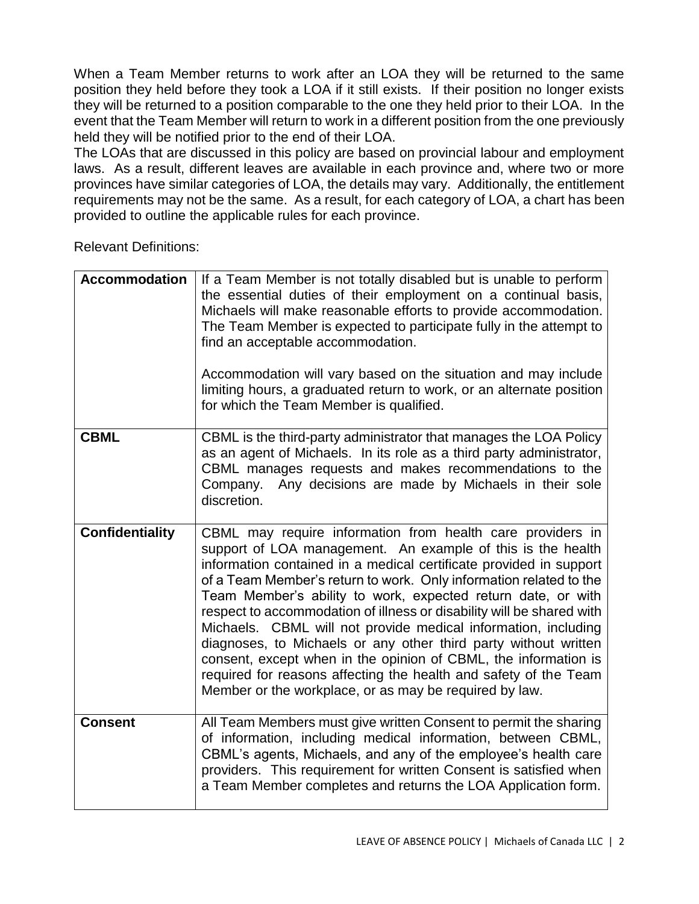When a Team Member returns to work after an LOA they will be returned to the same position they held before they took a LOA if it still exists. If their position no longer exists they will be returned to a position comparable to the one they held prior to their LOA. In the event that the Team Member will return to work in a different position from the one previously held they will be notified prior to the end of their LOA.

The LOAs that are discussed in this policy are based on provincial labour and employment laws. As a result, different leaves are available in each province and, where two or more provinces have similar categories of LOA, the details may vary. Additionally, the entitlement requirements may not be the same. As a result, for each category of LOA, a chart has been provided to outline the applicable rules for each province.

Relevant Definitions:

| | |
|---|---|
| **Accommodation** | If a Team Member is not totally disabled but is unable to perform the essential duties of their employment on a continual basis, Michaels will make reasonable efforts to provide accommodation. The Team Member is expected to participate fully in the attempt to find an acceptable accommodation.<br><br>Accommodation will vary based on the situation and may include limiting hours, a graduated return to work, or an alternate position for which the Team Member is qualified. |
| **CBML** | CBML is the third-party administrator that manages the LOA Policy as an agent of Michaels. In its role as a third party administrator, CBML manages requests and makes recommendations to the Company. Any decisions are made by Michaels in their sole discretion. |
| **Confidentiality** | CBML may require information from health care providers in support of LOA management. An example of this is the health information contained in a medical certificate provided in support of a Team Member's return to work. Only information related to the Team Member's ability to work, expected return date, or with respect to accommodation of illness or disability will be shared with Michaels. CBML will not provide medical information, including diagnoses, to Michaels or any other third party without written consent, except when in the opinion of CBML, the information is required for reasons affecting the health and safety of the Team Member or the workplace, or as may be required by law. |
| **Consent** | All Team Members must give written Consent to permit the sharing of information, including medical information, between CBML, CBML's agents, Michaels, and any of the employee's health care providers. This requirement for written Consent is satisfied when a Team Member completes and returns the LOA Application form. |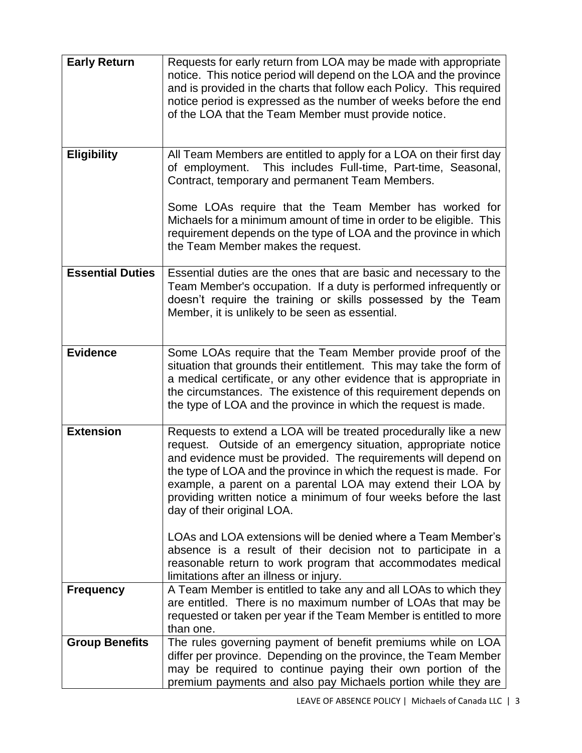| | |
|---|---|
| **Early Return** | Requests for early return from LOA may be made with appropriate notice. This notice period will depend on the LOA and the province and is provided in the charts that follow each Policy. This required notice period is expressed as the number of weeks before the end of the LOA that the Team Member must provide notice. |
| **Eligibility** | All Team Members are entitled to apply for a LOA on their first day of employment. This includes Full-time, Part-time, Seasonal, Contract, temporary and permanent Team Members.<br><br>Some LOAs require that the Team Member has worked for Michaels for a minimum amount of time in order to be eligible. This requirement depends on the type of LOA and the province in which the Team Member makes the request. |
| **Essential Duties** | Essential duties are the ones that are basic and necessary to the Team Member's occupation. If a duty is performed infrequently or doesn't require the training or skills possessed by the Team Member, it is unlikely to be seen as essential. |
| **Evidence** | Some LOAs require that the Team Member provide proof of the situation that grounds their entitlement. This may take the form of a medical certificate, or any other evidence that is appropriate in the circumstances. The existence of this requirement depends on the type of LOA and the province in which the request is made. |
| **Extension** | Requests to extend a LOA will be treated procedurally like a new request. Outside of an emergency situation, appropriate notice and evidence must be provided. The requirements will depend on the type of LOA and the province in which the request is made. For example, a parent on a parental LOA may extend their LOA by providing written notice a minimum of four weeks before the last day of their original LOA.<br><br>LOAs and LOA extensions will be denied where a Team Member's absence is a result of their decision not to participate in a reasonable return to work program that accommodates medical limitations after an illness or injury. |
| **Frequency** | A Team Member is entitled to take any and all LOAs to which they are entitled. There is no maximum number of LOAs that may be requested or taken per year if the Team Member is entitled to more than one. |
| **Group Benefits** | The rules governing payment of benefit premiums while on LOA differ per province. Depending on the province, the Team Member may be required to continue paying their own portion of the premium payments and also pay Michaels portion while they are |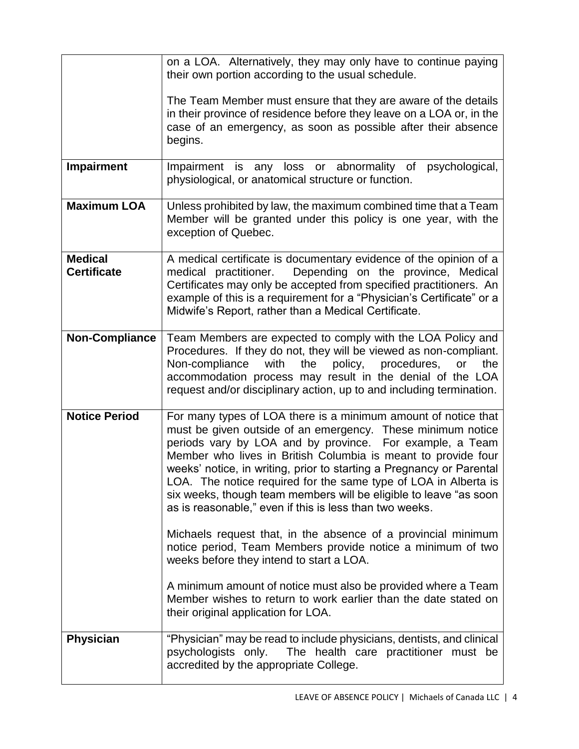| | |
|---|---|
| | on a LOA. Alternatively, they may only have to continue paying their own portion according to the usual schedule.<br><br>The Team Member must ensure that they are aware of the details in their province of residence before they leave on a LOA or, in the case of an emergency, as soon as possible after their absence begins. |
| **Impairment** | Impairment is any loss or abnormality of psychological, physiological, or anatomical structure or function. |
| **Maximum LOA** | Unless prohibited by law, the maximum combined time that a Team Member will be granted under this policy is one year, with the exception of Quebec. |
| **Medical Certificate** | A medical certificate is documentary evidence of the opinion of a medical practitioner. Depending on the province, Medical Certificates may only be accepted from specified practitioners. An example of this is a requirement for a "Physician's Certificate" or a Midwife's Report, rather than a Medical Certificate. |
| **Non-Compliance** | Team Members are expected to comply with the LOA Policy and Procedures. If they do not, they will be viewed as non-compliant. Non-compliance with the policy, procedures, or the accommodation process may result in the denial of the LOA request and/or disciplinary action, up to and including termination. |
| **Notice Period** | For many types of LOA there is a minimum amount of notice that must be given outside of an emergency. These minimum notice periods vary by LOA and by province. For example, a Team Member who lives in British Columbia is meant to provide four weeks' notice, in writing, prior to starting a Pregnancy or Parental LOA. The notice required for the same type of LOA in Alberta is six weeks, though team members will be eligible to leave "as soon as is reasonable," even if this is less than two weeks.<br><br>Michaels request that, in the absence of a provincial minimum notice period, Team Members provide notice a minimum of two weeks before they intend to start a LOA.<br><br>A minimum amount of notice must also be provided where a Team Member wishes to return to work earlier than the date stated on their original application for LOA. |
| **Physician** | "Physician" may be read to include physicians, dentists, and clinical psychologists only. The health care practitioner must be accredited by the appropriate College. |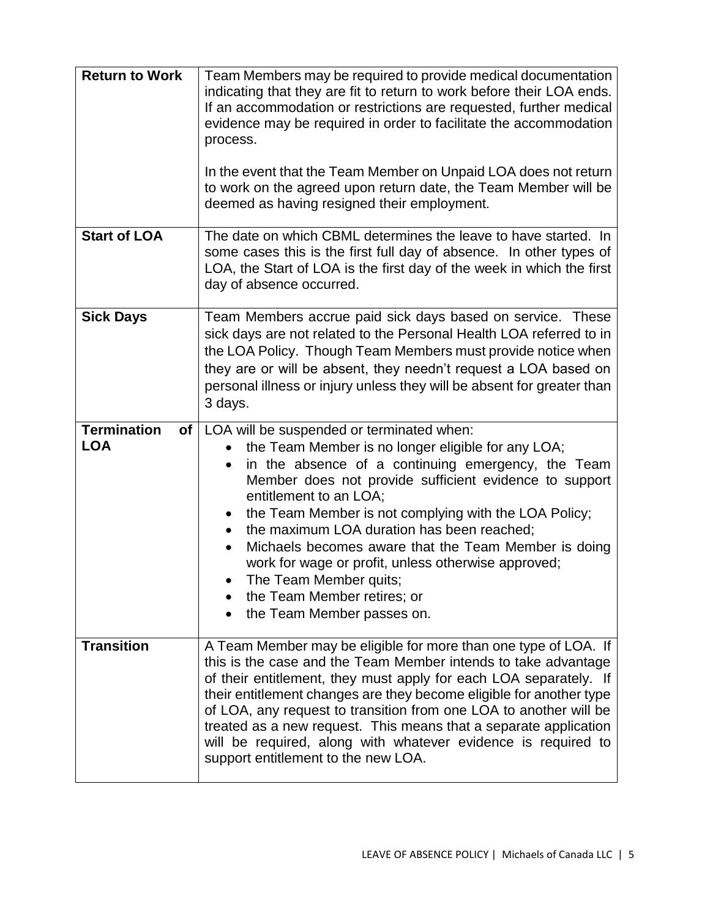| | |
|---|---|
| **Return to Work** | Team Members may be required to provide medical documentation indicating that they are fit to return to work before their LOA ends. If an accommodation or restrictions are requested, further medical evidence may be required in order to facilitate the accommodation process.<br><br>In the event that the Team Member on Unpaid LOA does not return to work on the agreed upon return date, the Team Member will be deemed as having resigned their employment. |
| **Start of LOA** | The date on which CBML determines the leave to have started. In some cases this is the first full day of absence. In other types of LOA, the Start of LOA is the first day of the week in which the first day of absence occurred. |
| **Sick Days** | Team Members accrue paid sick days based on service. These sick days are not related to the Personal Health LOA referred to in the LOA Policy. Though Team Members must provide notice when they are or will be absent, they needn't request a LOA based on personal illness or injury unless they will be absent for greater than 3 days. |
| **Termination of LOA** | LOA will be suspended or terminated when:<br>• the Team Member is no longer eligible for any LOA;<br>• in the absence of a continuing emergency, the Team Member does not provide sufficient evidence to support entitlement to an LOA;<br>• the Team Member is not complying with the LOA Policy;<br>• the maximum LOA duration has been reached;<br>• Michaels becomes aware that the Team Member is doing work for wage or profit, unless otherwise approved;<br>• The Team Member quits;<br>• the Team Member retires; or<br>• the Team Member passes on. |
| **Transition** | A Team Member may be eligible for more than one type of LOA. If this is the case and the Team Member intends to take advantage of their entitlement, they must apply for each LOA separately. If their entitlement changes are they become eligible for another type of LOA, any request to transition from one LOA to another will be treated as a new request. This means that a separate application will be required, along with whatever evidence is required to support entitlement to the new LOA. |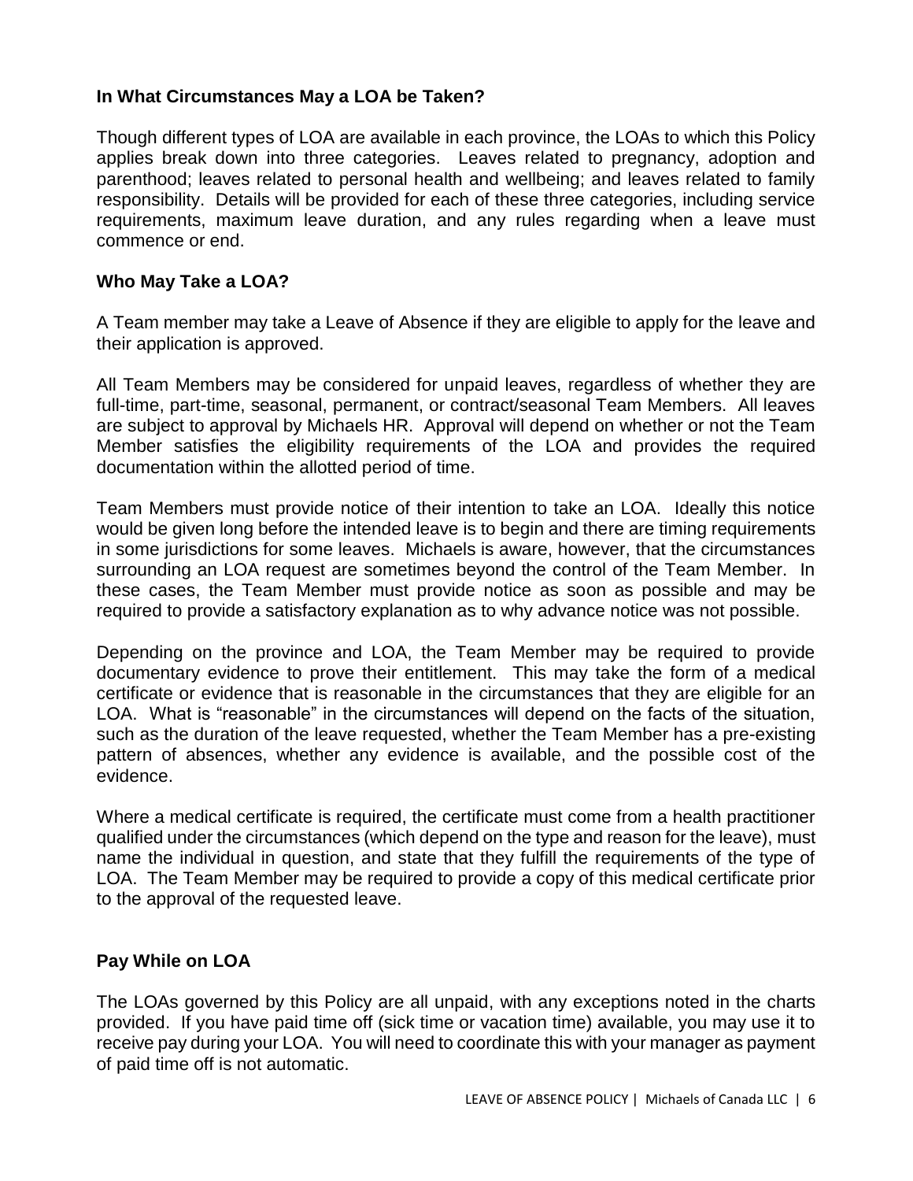### In What Circumstances May a LOA be Taken?

Though different types of LOA are available in each province, the LOAs to which this Policy applies break down into three categories. Leaves related to pregnancy, adoption and parenthood; leaves related to personal health and wellbeing; and leaves related to family responsibility. Details will be provided for each of these three categories, including service requirements, maximum leave duration, and any rules regarding when a leave must commence or end.

### Who May Take a LOA?

A Team member may take a Leave of Absence if they are eligible to apply for the leave and their application is approved.

All Team Members may be considered for unpaid leaves, regardless of whether they are full-time, part-time, seasonal, permanent, or contract/seasonal Team Members. All leaves are subject to approval by Michaels HR. Approval will depend on whether or not the Team Member satisfies the eligibility requirements of the LOA and provides the required documentation within the allotted period of time.

Team Members must provide notice of their intention to take an LOA. Ideally this notice would be given long before the intended leave is to begin and there are timing requirements in some jurisdictions for some leaves. Michaels is aware, however, that the circumstances surrounding an LOA request are sometimes beyond the control of the Team Member. In these cases, the Team Member must provide notice as soon as possible and may be required to provide a satisfactory explanation as to why advance notice was not possible.

Depending on the province and LOA, the Team Member may be required to provide documentary evidence to prove their entitlement. This may take the form of a medical certificate or evidence that is reasonable in the circumstances that they are eligible for an LOA. What is "reasonable" in the circumstances will depend on the facts of the situation, such as the duration of the leave requested, whether the Team Member has a pre-existing pattern of absences, whether any evidence is available, and the possible cost of the evidence.

Where a medical certificate is required, the certificate must come from a health practitioner qualified under the circumstances (which depend on the type and reason for the leave), must name the individual in question, and state that they fulfill the requirements of the type of LOA. The Team Member may be required to provide a copy of this medical certificate prior to the approval of the requested leave.

### Pay While on LOA

The LOAs governed by this Policy are all unpaid, with any exceptions noted in the charts provided. If you have paid time off (sick time or vacation time) available, you may use it to receive pay during your LOA. You will need to coordinate this with your manager as payment of paid time off is not automatic.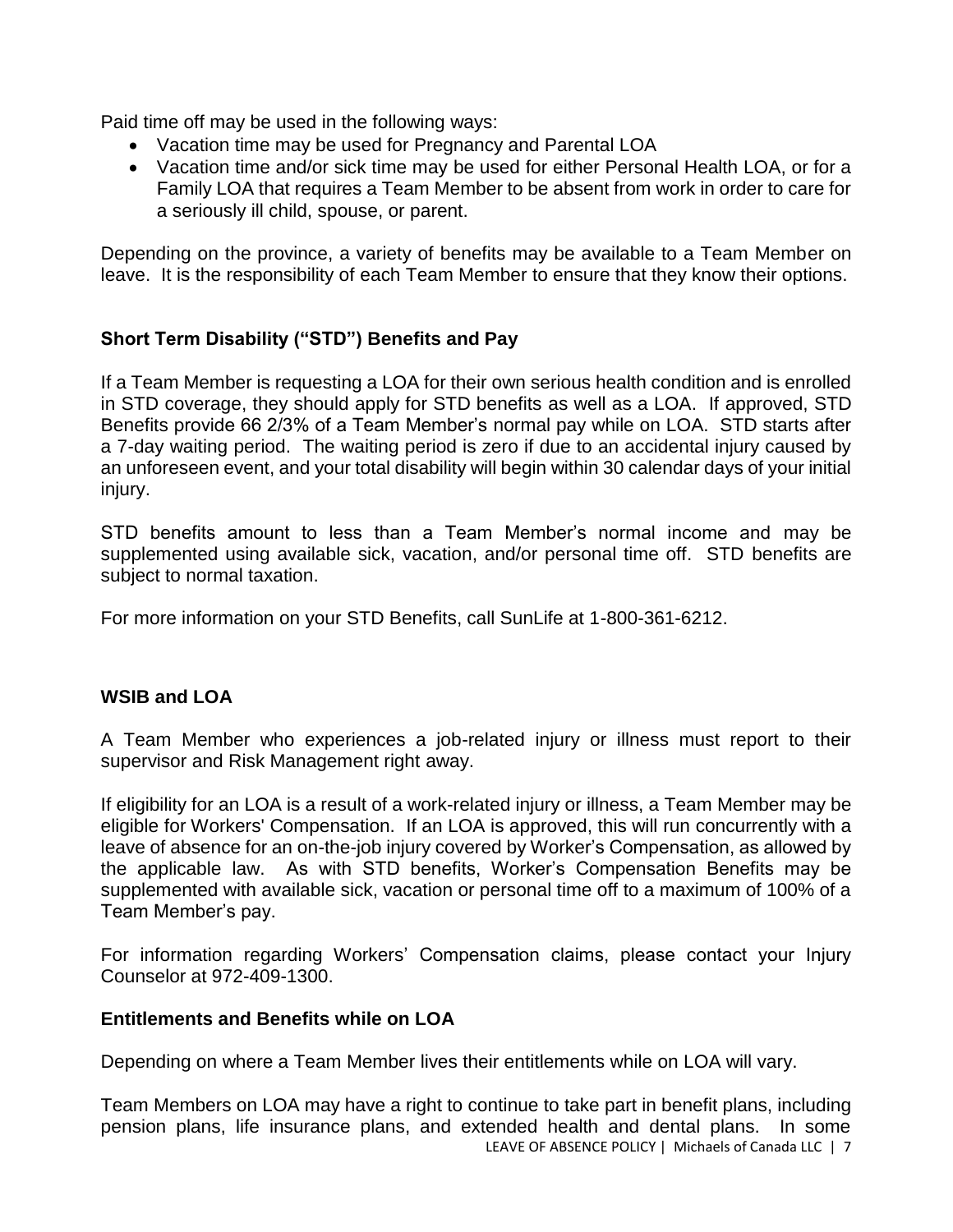Paid time off may be used in the following ways:

- Vacation time may be used for Pregnancy and Parental LOA
- Vacation time and/or sick time may be used for either Personal Health LOA, or for a Family LOA that requires a Team Member to be absent from work in order to care for a seriously ill child, spouse, or parent.

Depending on the province, a variety of benefits may be available to a Team Member on leave. It is the responsibility of each Team Member to ensure that they know their options.

### Short Term Disability ("STD") Benefits and Pay

If a Team Member is requesting a LOA for their own serious health condition and is enrolled in STD coverage, they should apply for STD benefits as well as a LOA. If approved, STD Benefits provide 66 2/3% of a Team Member's normal pay while on LOA. STD starts after a 7-day waiting period. The waiting period is zero if due to an accidental injury caused by an unforeseen event, and your total disability will begin within 30 calendar days of your initial injury.

STD benefits amount to less than a Team Member's normal income and may be supplemented using available sick, vacation, and/or personal time off. STD benefits are subject to normal taxation.

For more information on your STD Benefits, call SunLife at 1-800-361-6212.

### WSIB and LOA

A Team Member who experiences a job-related injury or illness must report to their supervisor and Risk Management right away.

If eligibility for an LOA is a result of a work-related injury or illness, a Team Member may be eligible for Workers' Compensation. If an LOA is approved, this will run concurrently with a leave of absence for an on-the-job injury covered by Worker's Compensation, as allowed by the applicable law. As with STD benefits, Worker's Compensation Benefits may be supplemented with available sick, vacation or personal time off to a maximum of 100% of a Team Member's pay.

For information regarding Workers' Compensation claims, please contact your Injury Counselor at 972-409-1300.

### Entitlements and Benefits while on LOA

Depending on where a Team Member lives their entitlements while on LOA will vary.

Team Members on LOA may have a right to continue to take part in benefit plans, including pension plans, life insurance plans, and extended health and dental plans. In some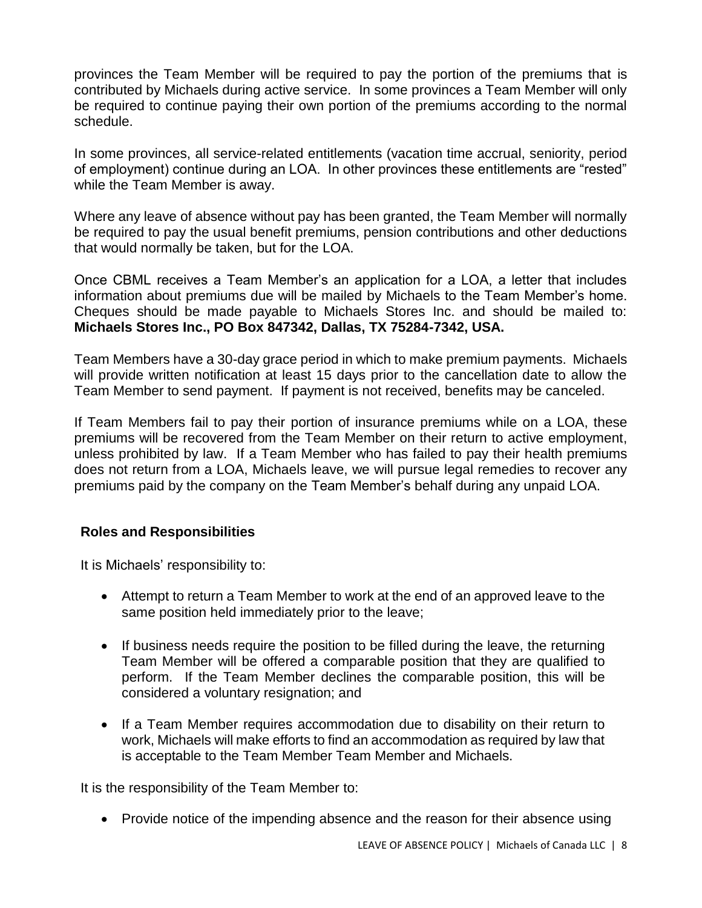provinces the Team Member will be required to pay the portion of the premiums that is contributed by Michaels during active service. In some provinces a Team Member will only be required to continue paying their own portion of the premiums according to the normal schedule.

In some provinces, all service-related entitlements (vacation time accrual, seniority, period of employment) continue during an LOA. In other provinces these entitlements are "rested" while the Team Member is away.

Where any leave of absence without pay has been granted, the Team Member will normally be required to pay the usual benefit premiums, pension contributions and other deductions that would normally be taken, but for the LOA.

Once CBML receives a Team Member's an application for a LOA, a letter that includes information about premiums due will be mailed by Michaels to the Team Member's home. Cheques should be made payable to Michaels Stores Inc. and should be mailed to: **Michaels Stores Inc., PO Box 847342, Dallas, TX 75284-7342, USA.**

Team Members have a 30-day grace period in which to make premium payments. Michaels will provide written notification at least 15 days prior to the cancellation date to allow the Team Member to send payment. If payment is not received, benefits may be canceled.

If Team Members fail to pay their portion of insurance premiums while on a LOA, these premiums will be recovered from the Team Member on their return to active employment, unless prohibited by law. If a Team Member who has failed to pay their health premiums does not return from a LOA, Michaels leave, we will pursue legal remedies to recover any premiums paid by the company on the Team Member's behalf during any unpaid LOA.

### Roles and Responsibilities

It is Michaels' responsibility to:

- Attempt to return a Team Member to work at the end of an approved leave to the same position held immediately prior to the leave;
- If business needs require the position to be filled during the leave, the returning Team Member will be offered a comparable position that they are qualified to perform. If the Team Member declines the comparable position, this will be considered a voluntary resignation; and
- If a Team Member requires accommodation due to disability on their return to work, Michaels will make efforts to find an accommodation as required by law that is acceptable to the Team Member Team Member and Michaels.

It is the responsibility of the Team Member to:

- Provide notice of the impending absence and the reason for their absence using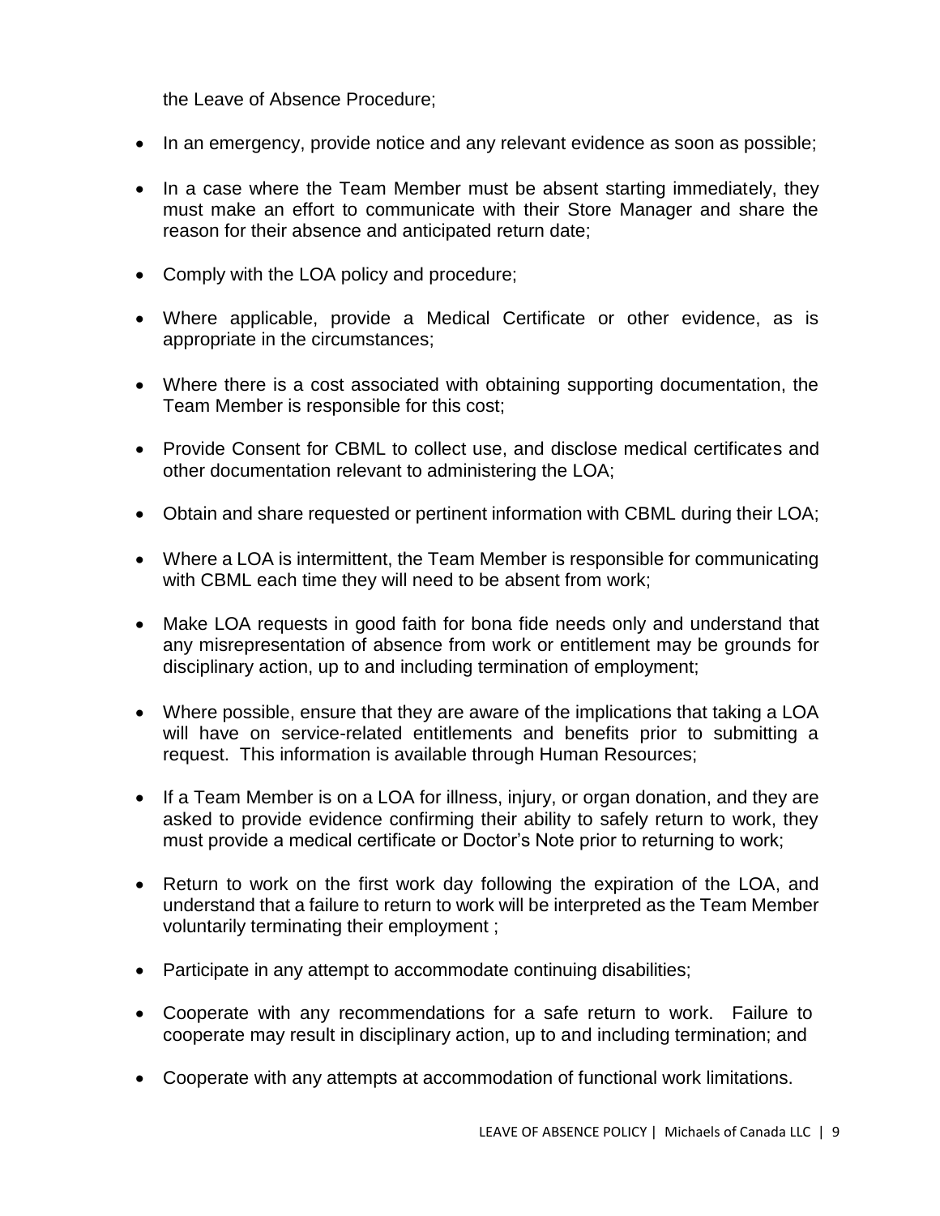the Leave of Absence Procedure;

- In an emergency, provide notice and any relevant evidence as soon as possible;
- In a case where the Team Member must be absent starting immediately, they must make an effort to communicate with their Store Manager and share the reason for their absence and anticipated return date;
- Comply with the LOA policy and procedure;
- Where applicable, provide a Medical Certificate or other evidence, as is appropriate in the circumstances;
- Where there is a cost associated with obtaining supporting documentation, the Team Member is responsible for this cost;
- Provide Consent for CBML to collect use, and disclose medical certificates and other documentation relevant to administering the LOA;
- Obtain and share requested or pertinent information with CBML during their LOA;
- Where a LOA is intermittent, the Team Member is responsible for communicating with CBML each time they will need to be absent from work;
- Make LOA requests in good faith for bona fide needs only and understand that any misrepresentation of absence from work or entitlement may be grounds for disciplinary action, up to and including termination of employment;
- Where possible, ensure that they are aware of the implications that taking a LOA will have on service-related entitlements and benefits prior to submitting a request. This information is available through Human Resources;
- If a Team Member is on a LOA for illness, injury, or organ donation, and they are asked to provide evidence confirming their ability to safely return to work, they must provide a medical certificate or Doctor's Note prior to returning to work;
- Return to work on the first work day following the expiration of the LOA, and understand that a failure to return to work will be interpreted as the Team Member voluntarily terminating their employment ;
- Participate in any attempt to accommodate continuing disabilities;
- Cooperate with any recommendations for a safe return to work. Failure to cooperate may result in disciplinary action, up to and including termination; and
- Cooperate with any attempts at accommodation of functional work limitations.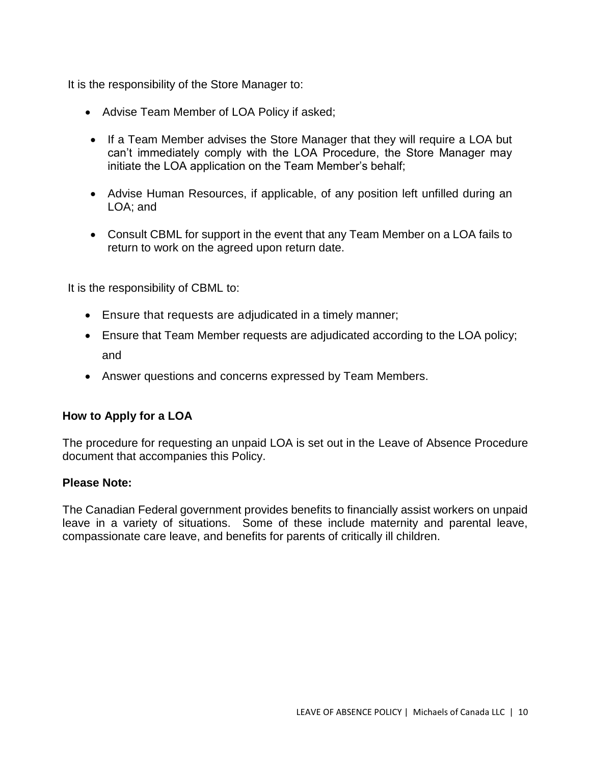It is the responsibility of the Store Manager to:

- Advise Team Member of LOA Policy if asked;
- If a Team Member advises the Store Manager that they will require a LOA but can't immediately comply with the LOA Procedure, the Store Manager may initiate the LOA application on the Team Member's behalf;
- Advise Human Resources, if applicable, of any position left unfilled during an LOA; and
- Consult CBML for support in the event that any Team Member on a LOA fails to return to work on the agreed upon return date.

It is the responsibility of CBML to:

- Ensure that requests are adjudicated in a timely manner;
- Ensure that Team Member requests are adjudicated according to the LOA policy; and
- Answer questions and concerns expressed by Team Members.

**How to Apply for a LOA**

The procedure for requesting an unpaid LOA is set out in the Leave of Absence Procedure document that accompanies this Policy.

**Please Note:**

The Canadian Federal government provides benefits to financially assist workers on unpaid leave in a variety of situations. Some of these include maternity and parental leave, compassionate care leave, and benefits for parents of critically ill children.